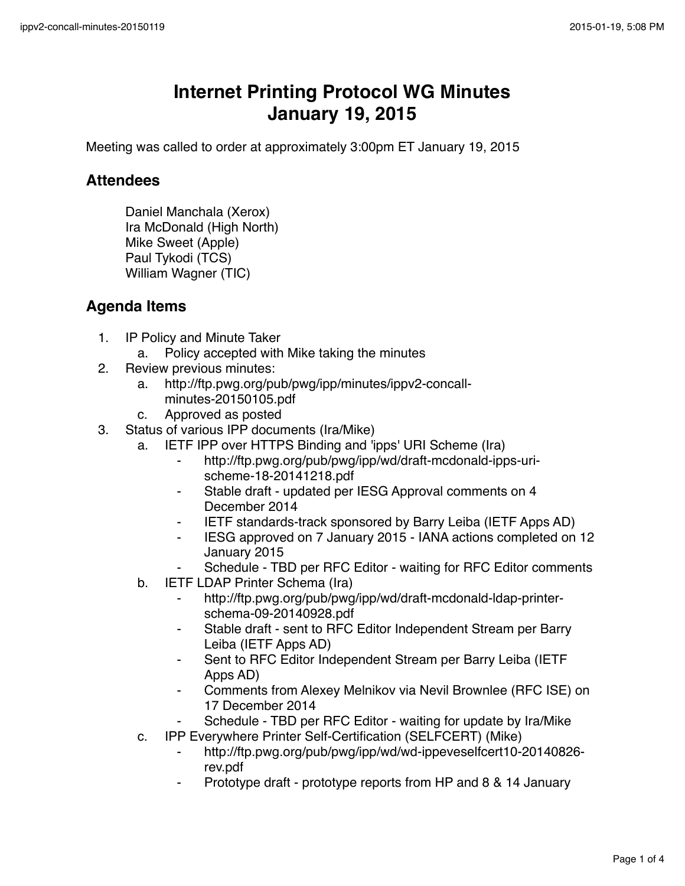# Internet Printing Protocol WG Minutes
# January 19, 2015

Meeting was called to order at approximately 3:00pm ET January 19, 2015

## Attendees

Daniel Manchala (Xerox)
Ira McDonald (High North)
Mike Sweet (Apple)
Paul Tykodi (TCS)
William Wagner (TIC)

## Agenda Items

1. IP Policy and Minute Taker
   a. Policy accepted with Mike taking the minutes
2. Review previous minutes:
   a. http://ftp.pwg.org/pub/pwg/ipp/minutes/ippv2-concall-minutes-20150105.pdf
   c. Approved as posted
3. Status of various IPP documents (Ira/Mike)
   a. IETF IPP over HTTPS Binding and 'ipps' URI Scheme (Ira)
      - http://ftp.pwg.org/pub/pwg/ipp/wd/draft-mcdonald-ipps-uri-scheme-18-20141218.pdf
      - Stable draft - updated per IESG Approval comments on 4 December 2014
      - IETF standards-track sponsored by Barry Leiba (IETF Apps AD)
      - IESG approved on 7 January 2015 - IANA actions completed on 12 January 2015
      - Schedule - TBD per RFC Editor - waiting for RFC Editor comments
   b. IETF LDAP Printer Schema (Ira)
      - http://ftp.pwg.org/pub/pwg/ipp/wd/draft-mcdonald-ldap-printer-schema-09-20140928.pdf
      - Stable draft - sent to RFC Editor Independent Stream per Barry Leiba (IETF Apps AD)
      - Sent to RFC Editor Independent Stream per Barry Leiba (IETF Apps AD)
      - Comments from Alexey Melnikov via Nevil Brownlee (RFC ISE) on 17 December 2014
      - Schedule - TBD per RFC Editor - waiting for update by Ira/Mike
   c. IPP Everywhere Printer Self-Certification (SELFCERT) (Mike)
      - http://ftp.pwg.org/pub/pwg/ipp/wd/wd-ippeveselfcert10-20140826-rev.pdf
      - Prototype draft - prototype reports from HP and 8 & 14 January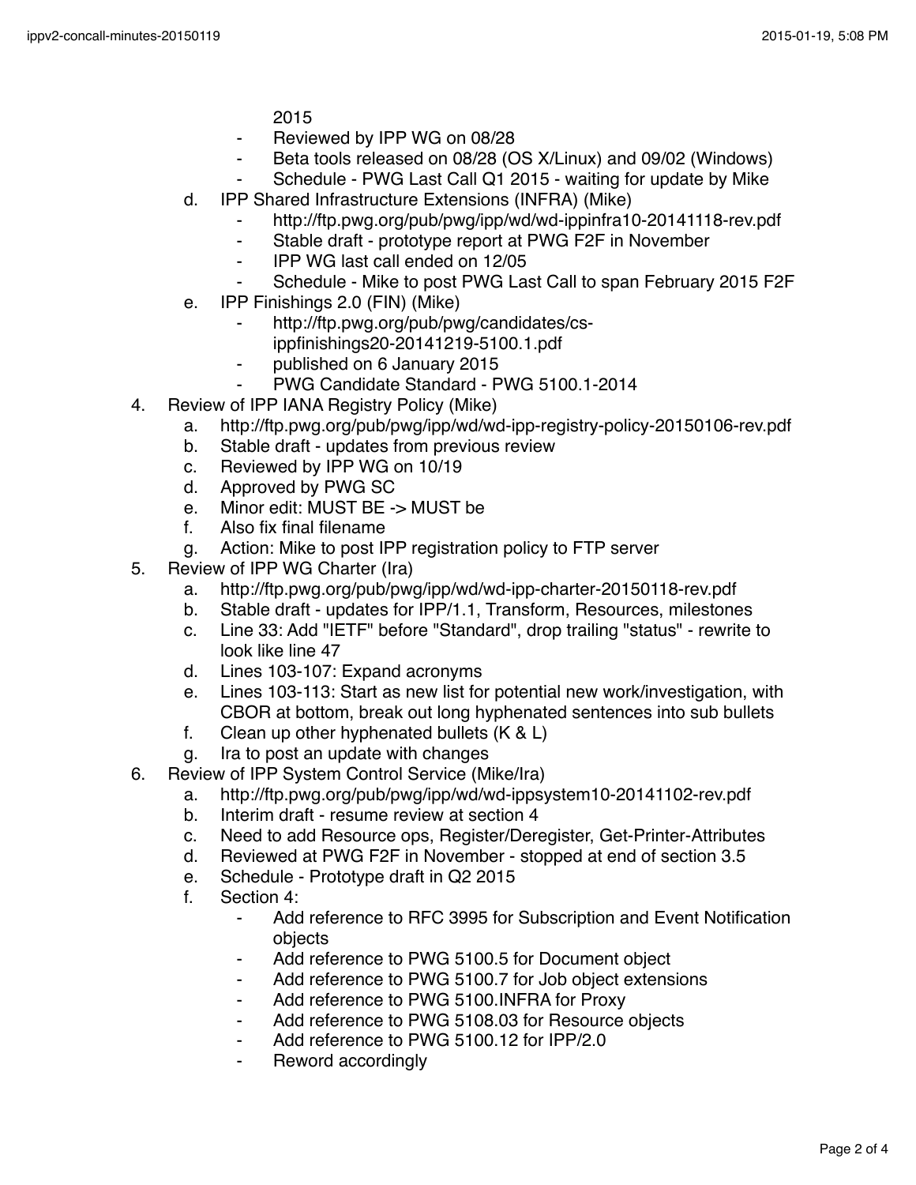2015
    - Reviewed by IPP WG on 08/28
    - Beta tools released on 08/28 (OS X/Linux) and 09/02 (Windows)
    - Schedule - PWG Last Call Q1 2015 - waiting for update by Mike
  - d. IPP Shared Infrastructure Extensions (INFRA) (Mike)
    - http://ftp.pwg.org/pub/pwg/ipp/wd/wd-ippinfra10-20141118-rev.pdf
    - Stable draft - prototype report at PWG F2F in November
    - IPP WG last call ended on 12/05
    - Schedule - Mike to post PWG Last Call to span February 2015 F2F
  - e. IPP Finishings 2.0 (FIN) (Mike)
    - http://ftp.pwg.org/pub/pwg/candidates/cs-ippfinishings20-20141219-5100.1.pdf
    - published on 6 January 2015
    - PWG Candidate Standard - PWG 5100.1-2014

4. Review of IPP IANA Registry Policy (Mike)
   - a. http://ftp.pwg.org/pub/pwg/ipp/wd/wd-ipp-registry-policy-20150106-rev.pdf
   - b. Stable draft - updates from previous review
   - c. Reviewed by IPP WG on 10/19
   - d. Approved by PWG SC
   - e. Minor edit: MUST BE -> MUST be
   - f. Also fix final filename
   - g. Action: Mike to post IPP registration policy to FTP server
5. Review of IPP WG Charter (Ira)
   - a. http://ftp.pwg.org/pub/pwg/ipp/wd/wd-ipp-charter-20150118-rev.pdf
   - b. Stable draft - updates for IPP/1.1, Transform, Resources, milestones
   - c. Line 33: Add "IETF" before "Standard", drop trailing "status" - rewrite to look like line 47
   - d. Lines 103-107: Expand acronyms
   - e. Lines 103-113: Start as new list for potential new work/investigation, with CBOR at bottom, break out long hyphenated sentences into sub bullets
   - f. Clean up other hyphenated bullets (K & L)
   - g. Ira to post an update with changes
6. Review of IPP System Control Service (Mike/Ira)
   - a. http://ftp.pwg.org/pub/pwg/ipp/wd/wd-ippsystem10-20141102-rev.pdf
   - b. Interim draft - resume review at section 4
   - c. Need to add Resource ops, Register/Deregister, Get-Printer-Attributes
   - d. Reviewed at PWG F2F in November - stopped at end of section 3.5
   - e. Schedule - Prototype draft in Q2 2015
   - f. Section 4:
     - Add reference to RFC 3995 for Subscription and Event Notification objects
     - Add reference to PWG 5100.5 for Document object
     - Add reference to PWG 5100.7 for Job object extensions
     - Add reference to PWG 5100.INFRA for Proxy
     - Add reference to PWG 5108.03 for Resource objects
     - Add reference to PWG 5100.12 for IPP/2.0
     - Reword accordingly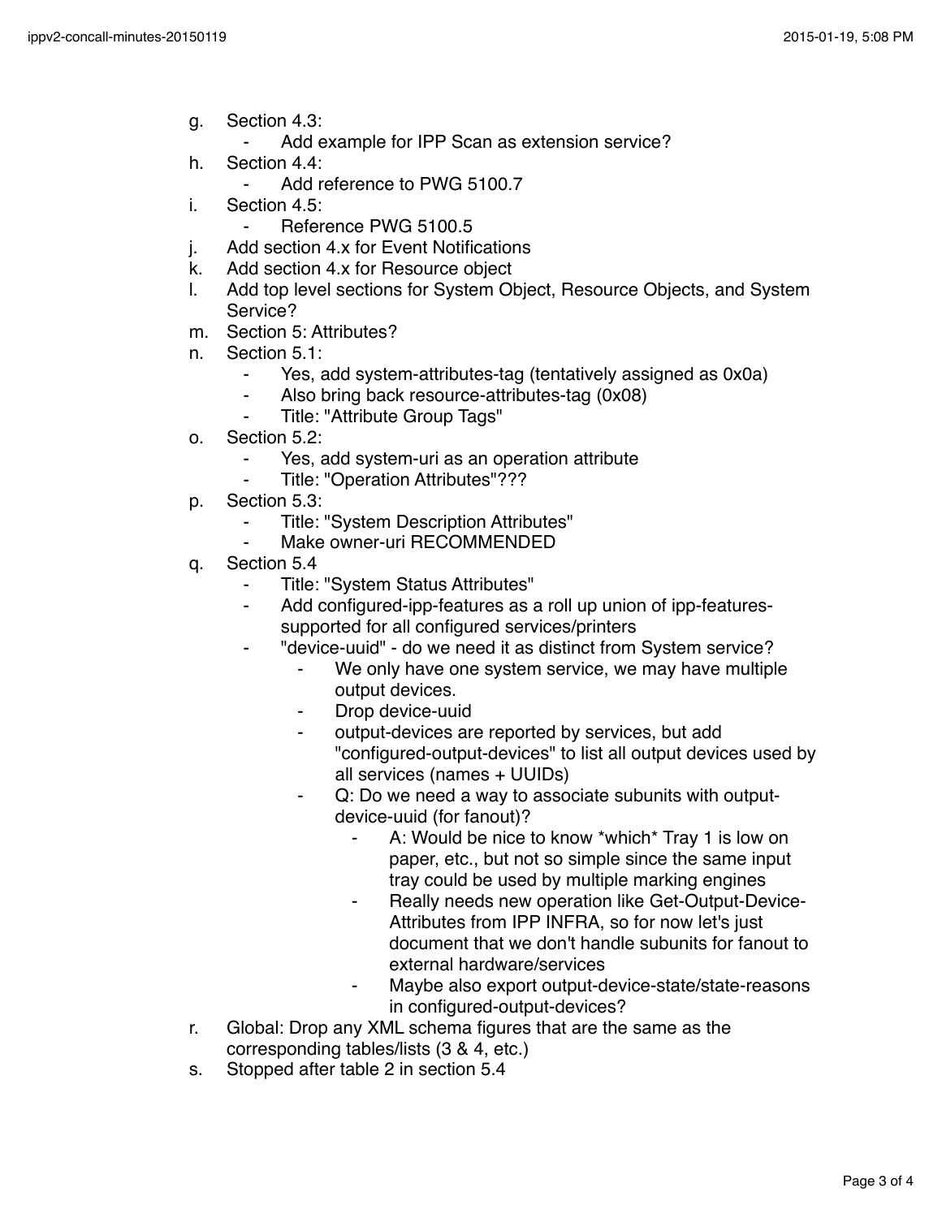g. Section 4.3:
    - Add example for IPP Scan as extension service?
h. Section 4.4:
    - Add reference to PWG 5100.7
i. Section 4.5:
    - Reference PWG 5100.5
j. Add section 4.x for Event Notifications
k. Add section 4.x for Resource object
l. Add top level sections for System Object, Resource Objects, and System Service?
m. Section 5: Attributes?
n. Section 5.1:
    - Yes, add system-attributes-tag (tentatively assigned as 0x0a)
    - Also bring back resource-attributes-tag (0x08)
    - Title: "Attribute Group Tags"
o. Section 5.2:
    - Yes, add system-uri as an operation attribute
    - Title: "Operation Attributes"???
p. Section 5.3:
    - Title: "System Description Attributes"
    - Make owner-uri RECOMMENDED
q. Section 5.4
    - Title: "System Status Attributes"
    - Add configured-ipp-features as a roll up union of ipp-features-supported for all configured services/printers
    - "device-uuid" - do we need it as distinct from System service?
        - We only have one system service, we may have multiple output devices.
        - Drop device-uuid
        - output-devices are reported by services, but add "configured-output-devices" to list all output devices used by all services (names + UUIDs)
        - Q: Do we need a way to associate subunits with output-device-uuid (for fanout)?
            - A: Would be nice to know *which* Tray 1 is low on paper, etc., but not so simple since the same input tray could be used by multiple marking engines
            - Really needs new operation like Get-Output-Device-Attributes from IPP INFRA, so for now let's just document that we don't handle subunits for fanout to external hardware/services
            - Maybe also export output-device-state/state-reasons in configured-output-devices?
r. Global: Drop any XML schema figures that are the same as the corresponding tables/lists (3 & 4, etc.)
s. Stopped after table 2 in section 5.4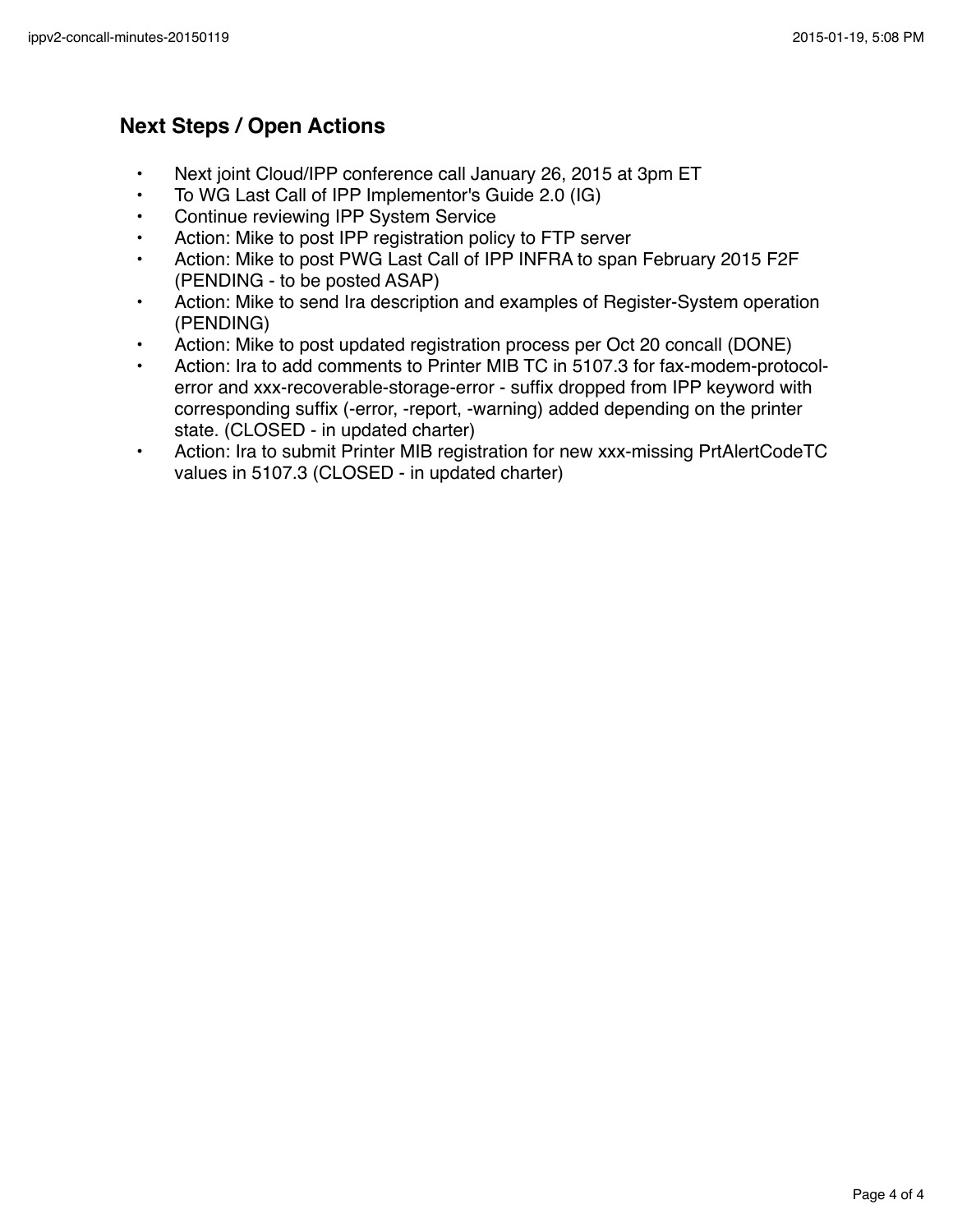## Next Steps / Open Actions

- Next joint Cloud/IPP conference call January 26, 2015 at 3pm ET
- To WG Last Call of IPP Implementor's Guide 2.0 (IG)
- Continue reviewing IPP System Service
- Action: Mike to post IPP registration policy to FTP server
- Action: Mike to post PWG Last Call of IPP INFRA to span February 2015 F2F (PENDING - to be posted ASAP)
- Action: Mike to send Ira description and examples of Register-System operation (PENDING)
- Action: Mike to post updated registration process per Oct 20 concall (DONE)
- Action: Ira to add comments to Printer MIB TC in 5107.3 for fax-modem-protocol-error and xxx-recoverable-storage-error - suffix dropped from IPP keyword with corresponding suffix (-error, -report, -warning) added depending on the printer state. (CLOSED - in updated charter)
- Action: Ira to submit Printer MIB registration for new xxx-missing PrtAlertCodeTC values in 5107.3 (CLOSED - in updated charter)